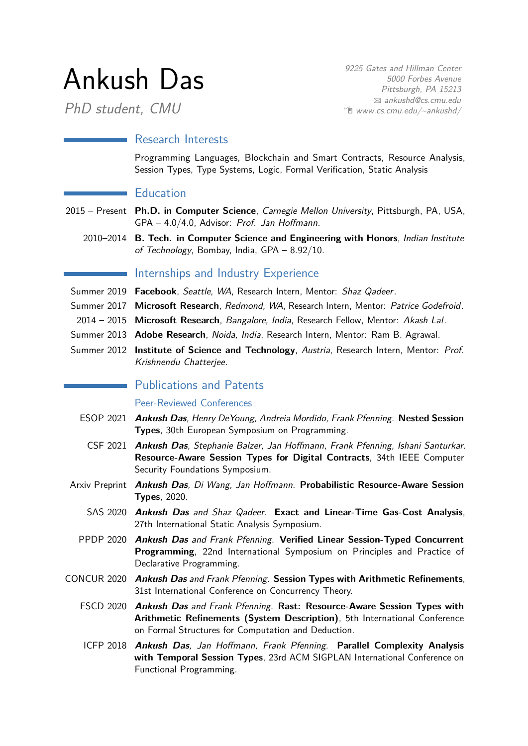# Ankush Das

*PhD student, CMU*

*9225 Gates and Hillman Center*
*5000 Forbes Avenue*
*Pittsburgh, PA 15213*
*ankushd@cs.cmu.edu*
*www.cs.cmu.edu/~ankushd/*

## Research Interests

Programming Languages, Blockchain and Smart Contracts, Resource Analysis, Session Types, Type Systems, Logic, Formal Verification, Static Analysis

## Education

2015 – Present **Ph.D. in Computer Science**, *Carnegie Mellon University*, Pittsburgh, PA, USA, GPA – 4.0/4.0, Advisor: *Prof. Jan Hoffmann*.

2010–2014 **B. Tech. in Computer Science and Engineering with Honors**, *Indian Institute of Technology*, Bombay, India, GPA – 8.92/10.

## Internships and Industry Experience

Summer 2019 **Facebook**, *Seattle, WA*, Research Intern, Mentor: *Shaz Qadeer*.

Summer 2017 **Microsoft Research**, *Redmond, WA*, Research Intern, Mentor: *Patrice Godefroid*.

2014 – 2015 **Microsoft Research**, *Bangalore, India*, Research Fellow, Mentor: *Akash Lal*.

Summer 2013 **Adobe Research**, *Noida, India*, Research Intern, Mentor: Ram B. Agrawal.

Summer 2012 **Institute of Science and Technology**, *Austria*, Research Intern, Mentor: *Prof. Krishnendu Chatterjee*.

## Publications and Patents

### Peer-Reviewed Conferences

ESOP 2021 ***Ankush Das****, Henry DeYoung, Andreia Mordido, Frank Pfenning*. **Nested Session Types**, 30th European Symposium on Programming.

CSF 2021 ***Ankush Das****, Stephanie Balzer, Jan Hoffmann, Frank Pfenning, Ishani Santurkar*. **Resource-Aware Session Types for Digital Contracts**, 34th IEEE Computer Security Foundations Symposium.

Arxiv Preprint ***Ankush Das****, Di Wang, Jan Hoffmann*. **Probabilistic Resource-Aware Session Types**, 2020.

SAS 2020 ***Ankush Das*** *and Shaz Qadeer*. **Exact and Linear-Time Gas-Cost Analysis**, 27th International Static Analysis Symposium.

PPDP 2020 ***Ankush Das*** *and Frank Pfenning*. **Verified Linear Session-Typed Concurrent Programming**, 22nd International Symposium on Principles and Practice of Declarative Programming.

CONCUR 2020 ***Ankush Das*** *and Frank Pfenning*. **Session Types with Arithmetic Refinements**, 31st International Conference on Concurrency Theory.

FSCD 2020 ***Ankush Das*** *and Frank Pfenning*. **Rast: Resource-Aware Session Types with Arithmetic Refinements (System Description)**, 5th International Conference on Formal Structures for Computation and Deduction.

ICFP 2018 ***Ankush Das****, Jan Hoffmann, Frank Pfenning*. **Parallel Complexity Analysis with Temporal Session Types**, 23rd ACM SIGPLAN International Conference on Functional Programming.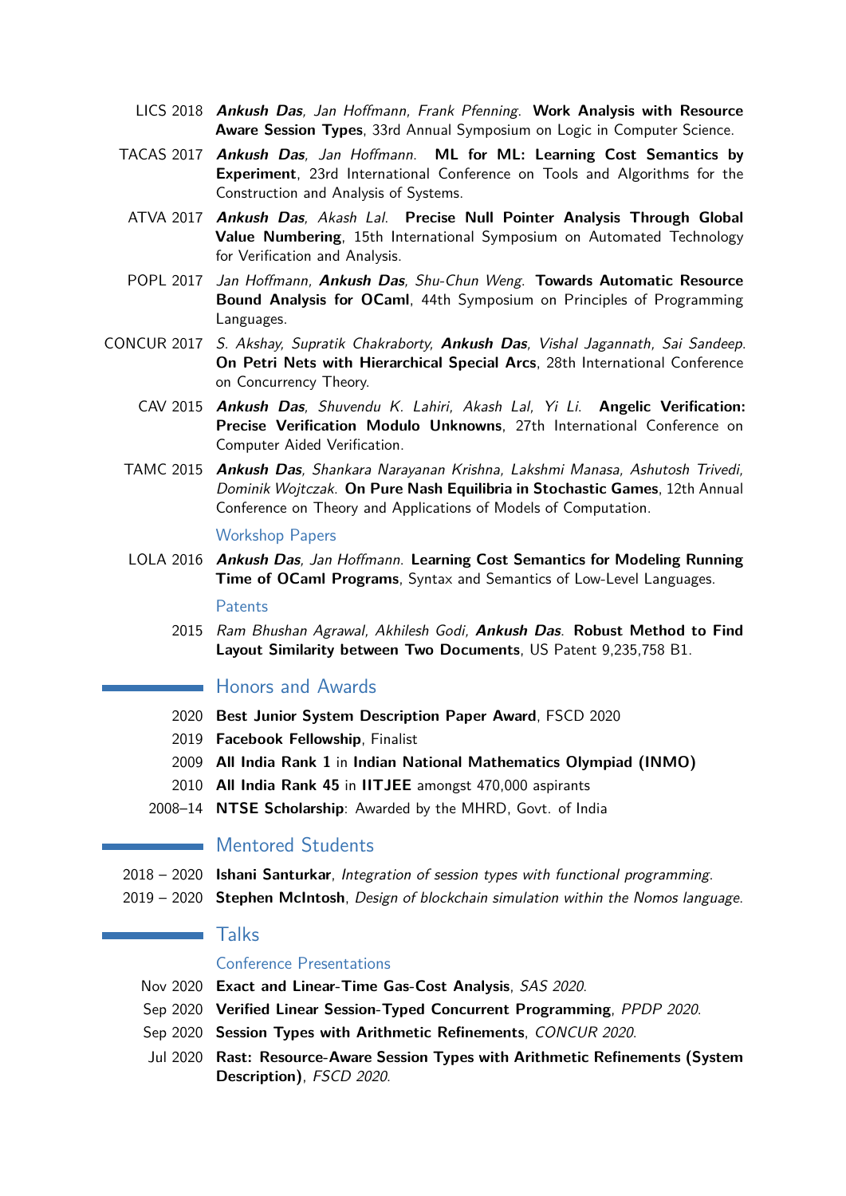LICS 2018 ***Ankush Das***, *Jan Hoffmann*, *Frank Pfenning*. **Work Analysis with Resource Aware Session Types**, 33rd Annual Symposium on Logic in Computer Science.

TACAS 2017 ***Ankush Das***, *Jan Hoffmann*. **ML for ML: Learning Cost Semantics by Experiment**, 23rd International Conference on Tools and Algorithms for the Construction and Analysis of Systems.

ATVA 2017 ***Ankush Das***, *Akash Lal*. **Precise Null Pointer Analysis Through Global Value Numbering**, 15th International Symposium on Automated Technology for Verification and Analysis.

POPL 2017 *Jan Hoffmann*, ***Ankush Das***, *Shu-Chun Weng*. **Towards Automatic Resource Bound Analysis for OCaml**, 44th Symposium on Principles of Programming Languages.

CONCUR 2017 *S. Akshay*, *Supratik Chakraborty*, ***Ankush Das***, *Vishal Jagannath*, *Sai Sandeep*. **On Petri Nets with Hierarchical Special Arcs**, 28th International Conference on Concurrency Theory.

CAV 2015 ***Ankush Das***, *Shuvendu K. Lahiri*, *Akash Lal*, *Yi Li*. **Angelic Verification: Precise Verification Modulo Unknowns**, 27th International Conference on Computer Aided Verification.

TAMC 2015 ***Ankush Das***, *Shankara Narayanan Krishna*, *Lakshmi Manasa*, *Ashutosh Trivedi*, *Dominik Wojtczak*. **On Pure Nash Equilibria in Stochastic Games**, 12th Annual Conference on Theory and Applications of Models of Computation.

### Workshop Papers

LOLA 2016 ***Ankush Das***, *Jan Hoffmann*. **Learning Cost Semantics for Modeling Running Time of OCaml Programs**, Syntax and Semantics of Low-Level Languages.

### Patents

2015 *Ram Bhushan Agrawal*, *Akhilesh Godi*, ***Ankush Das***. **Robust Method to Find Layout Similarity between Two Documents**, US Patent 9,235,758 B1.

## Honors and Awards

2020 **Best Junior System Description Paper Award**, FSCD 2020

2019 **Facebook Fellowship**, Finalist

2009 **All India Rank 1** in **Indian National Mathematics Olympiad (INMO)**

2010 **All India Rank 45** in **IITJEE** amongst 470,000 aspirants

2008–14 **NTSE Scholarship**: Awarded by the MHRD, Govt. of India

## Mentored Students

2018 – 2020 **Ishani Santurkar**, *Integration of session types with functional programming*.

2019 – 2020 **Stephen McIntosh**, *Design of blockchain simulation within the Nomos language*.

## Talks

### Conference Presentations

Nov 2020 **Exact and Linear-Time Gas-Cost Analysis**, *SAS 2020*.

Sep 2020 **Verified Linear Session-Typed Concurrent Programming**, *PPDP 2020*.

Sep 2020 **Session Types with Arithmetic Refinements**, *CONCUR 2020*.

Jul 2020 **Rast: Resource-Aware Session Types with Arithmetic Refinements (System Description)**, *FSCD 2020*.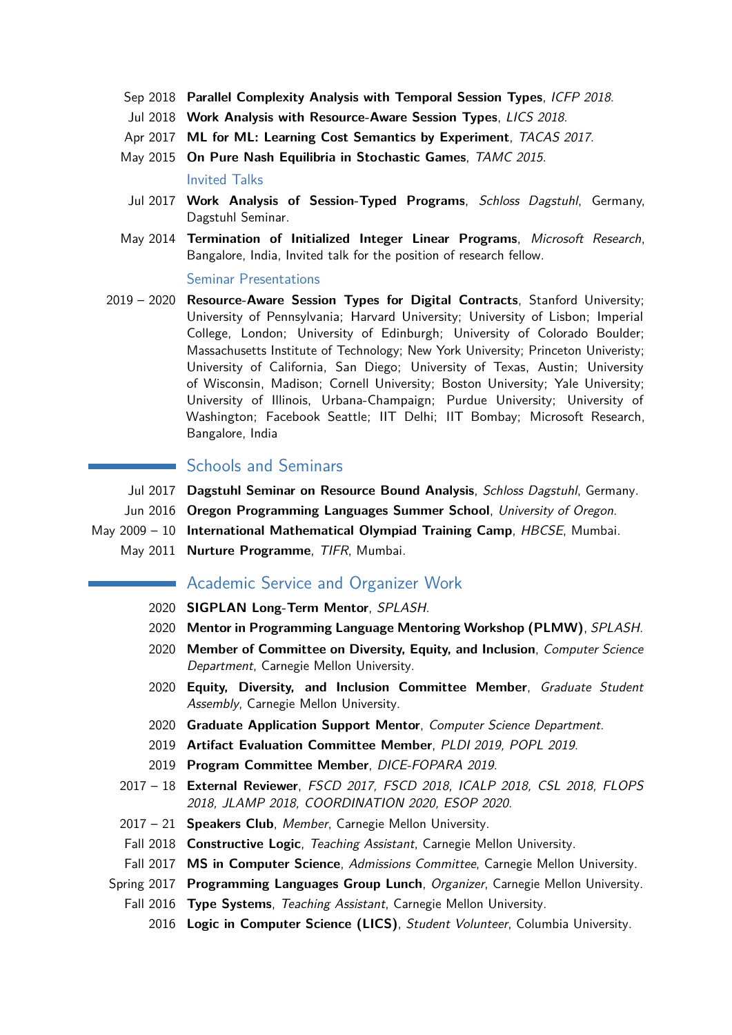- Sep 2018 **Parallel Complexity Analysis with Temporal Session Types**, *ICFP 2018*.
- Jul 2018 **Work Analysis with Resource-Aware Session Types**, *LICS 2018*.
- Apr 2017 **ML for ML: Learning Cost Semantics by Experiment**, *TACAS 2017*.
- May 2015 **On Pure Nash Equilibria in Stochastic Games**, *TAMC 2015*.

### Invited Talks

- Jul 2017 **Work Analysis of Session-Typed Programs**, *Schloss Dagstuhl*, Germany, Dagstuhl Seminar.
- May 2014 **Termination of Initialized Integer Linear Programs**, *Microsoft Research*, Bangalore, India, Invited talk for the position of research fellow.

### Seminar Presentations

- 2019 – 2020 **Resource-Aware Session Types for Digital Contracts**, Stanford University; University of Pennsylvania; Harvard University; University of Lisbon; Imperial College, London; University of Edinburgh; University of Colorado Boulder; Massachusetts Institute of Technology; New York University; Princeton Univeristy; University of California, San Diego; University of Texas, Austin; University of Wisconsin, Madison; Cornell University; Boston University; Yale University; University of Illinois, Urbana-Champaign; Purdue University; University of Washington; Facebook Seattle; IIT Delhi; IIT Bombay; Microsoft Research, Bangalore, India

## Schools and Seminars

- Jul 2017 **Dagstuhl Seminar on Resource Bound Analysis**, *Schloss Dagstuhl*, Germany.
- Jun 2016 **Oregon Programming Languages Summer School**, *University of Oregon*.
- May 2009 – 10 **International Mathematical Olympiad Training Camp**, *HBCSE*, Mumbai.
- May 2011 **Nurture Programme**, *TIFR*, Mumbai.

## Academic Service and Organizer Work

- 2020 **SIGPLAN Long-Term Mentor**, *SPLASH*.
- 2020 **Mentor in Programming Language Mentoring Workshop (PLMW)**, *SPLASH*.
- 2020 **Member of Committee on Diversity, Equity, and Inclusion**, *Computer Science Department*, Carnegie Mellon University.
- 2020 **Equity, Diversity, and Inclusion Committee Member**, *Graduate Student Assembly*, Carnegie Mellon University.
- 2020 **Graduate Application Support Mentor**, *Computer Science Department*.
- 2019 **Artifact Evaluation Committee Member**, *PLDI 2019, POPL 2019*.
- 2019 **Program Committee Member**, *DICE-FOPARA 2019*.
- 2017 – 18 **External Reviewer**, *FSCD 2017, FSCD 2018, ICALP 2018, CSL 2018, FLOPS 2018, JLAMP 2018, COORDINATION 2020, ESOP 2020*.
- 2017 – 21 **Speakers Club**, *Member*, Carnegie Mellon University.
- Fall 2018 **Constructive Logic**, *Teaching Assistant*, Carnegie Mellon University.
- Fall 2017 **MS in Computer Science**, *Admissions Committee*, Carnegie Mellon University.
- Spring 2017 **Programming Languages Group Lunch**, *Organizer*, Carnegie Mellon University.
- Fall 2016 **Type Systems**, *Teaching Assistant*, Carnegie Mellon University.
- 2016 **Logic in Computer Science (LICS)**, *Student Volunteer*, Columbia University.